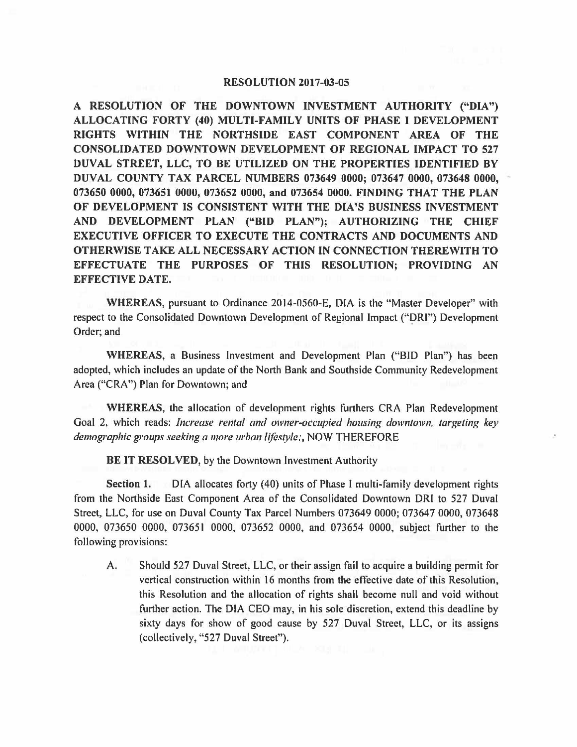# RESOLUTION 2017-03-05

**A RESOLUTION OF THE DOWNTOWN INVESTMENT AUTHORITY ("DIA") ALLOCATING FORTY (40) MULTI-FAMILY UNITS OF PHASE I DEVELOPMENT RIGHTS WITHIN THE NORTHSIDE EAST COMPONENT AREA OF THE CONSOLIDATED DOWNTOWN DEVELOPMENT OF REGIONAL IMPACT TO 527 DUVAL STREET, LLC, TO BE UTILIZED ON THE PROPERTIES IDENTIFIED BY DUVAL COUNTY TAX PARCEL NUMBERS 073649 0000; 073647 0000, 073648 0000, 073650 0000, 073651 0000, 073652 0000, and 073654 0000. FINDING THAT THE PLAN OF DEVELOPMENT IS CONSISTENT WITH THE DIA'S BUSINESS INVESTMENT AND DEVELOPMENT PLAN ("BID PLAN"); AUTHORIZING THE CHIEF EXECUTIVE OFFICER TO EXECUTE THE CONTRACTS AND DOCUMENTS AND OTHERWISE TAKE ALL NECESSARY ACTION IN CONNECTION THEREWITH TO EFFECTUATE THE PURPOSES OF THIS RESOLUTION; PROVIDING AN EFFECTIVE DATE.**

**WHEREAS**, pursuant to Ordinance 2014-0560-E, DIA is the "Master Developer" with respect to the Consolidated Downtown Development of Regional Impact ("DRI") Development Order; and

**WHEREAS**, a Business Investment and Development Plan ("BID Plan") has been adopted, which includes an update of the North Bank and Southside Community Redevelopment Area ("CRA") Plan for Downtown; and

**WHEREAS**, the allocation of development rights furthers CRA Plan Redevelopment Goal 2, which reads: *Increase rental and owner-occupied housing downtown, targeting key demographic groups seeking a more urban lifestyle;*, NOW THEREFORE

**BE IT RESOLVED**, by the Downtown Investment Authority

**Section 1.** DIA allocates forty (40) units of Phase I multi-family development rights from the Northside East Component Area of the Consolidated Downtown DRI to 527 Duval Street, LLC, for use on Duval County Tax Parcel Numbers 073649 0000; 073647 0000, 073648 0000, 073650 0000, 073651 0000, 073652 0000, and 073654 0000, subject further to the following provisions:

A. Should 527 Duval Street, LLC, or their assign fail to acquire a building permit for vertical construction within 16 months from the effective date of this Resolution, this Resolution and the allocation of rights shall become null and void without further action. The DIA CEO may, in his sole discretion, extend this deadline by sixty days for show of good cause by 527 Duval Street, LLC, or its assigns (collectively, "527 Duval Street").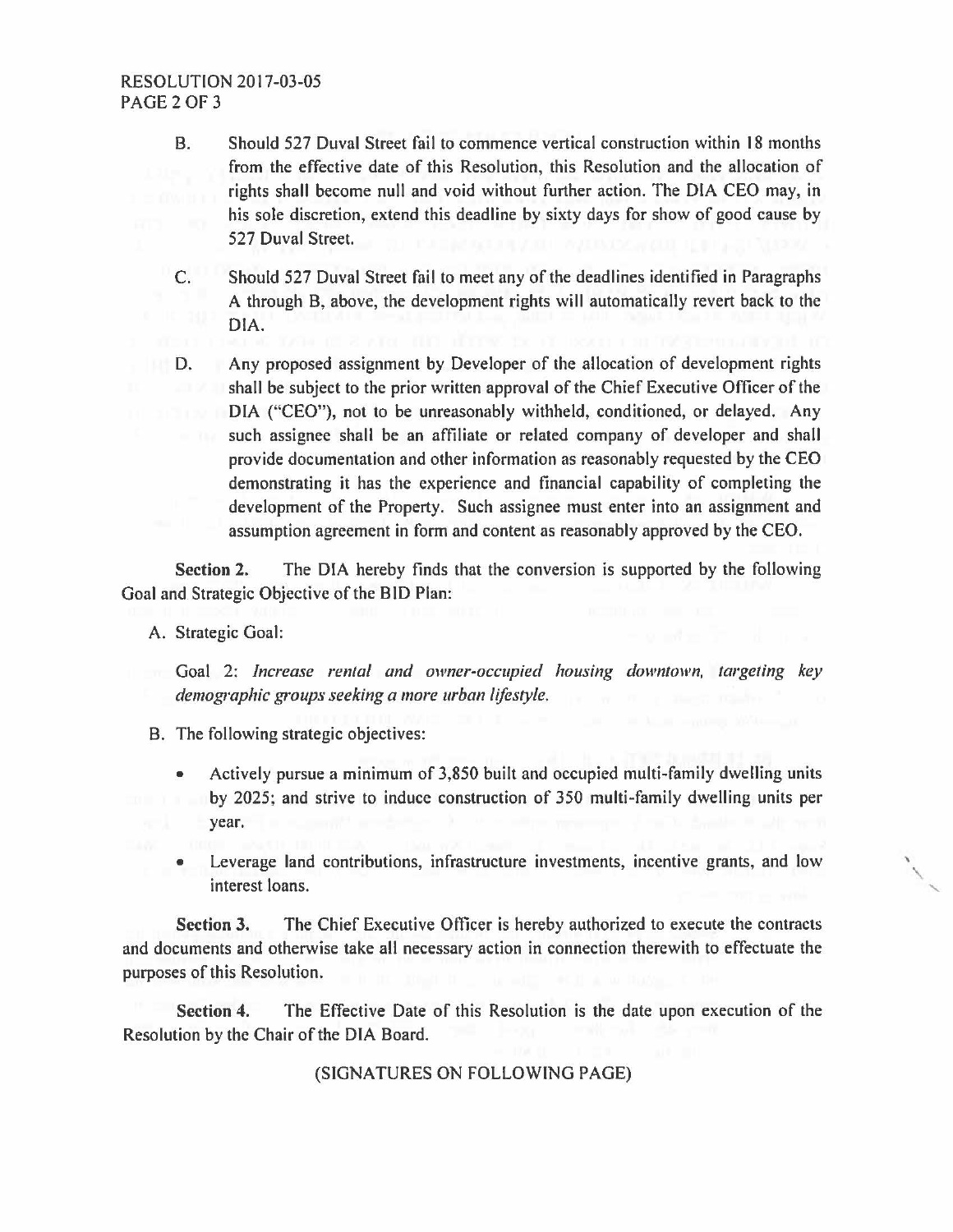B. Should 527 Duval Street fail to commence vertical construction within 18 months from the effective date of this Resolution, this Resolution and the allocation of rights shall become null and void without further action. The DIA CEO may, in his sole discretion, extend this deadline by sixty days for show of good cause by 527 Duval Street.

C. Should 527 Duval Street fail to meet any of the deadlines identified in Paragraphs A through B, above, the development rights will automatically revert back to the DIA.

D. Any proposed assignment by Developer of the allocation of development rights shall be subject to the prior written approval of the Chief Executive Officer of the DIA ("CEO"), not to be unreasonably withheld, conditioned, or delayed. Any such assignee shall be an affiliate or related company of developer and shall provide documentation and other information as reasonably requested by the CEO demonstrating it has the experience and financial capability of completing the development of the Property. Such assignee must enter into an assignment and assumption agreement in form and content as reasonably approved by the CEO.

**Section 2.** The DIA hereby finds that the conversion is supported by the following Goal and Strategic Objective of the BID Plan:

A. Strategic Goal:

Goal 2: *Increase rental and owner-occupied housing downtown, targeting key demographic groups seeking a more urban lifestyle.*

B. The following strategic objectives:

- Actively pursue a minimum of 3,850 built and occupied multi-family dwelling units by 2025; and strive to induce construction of 350 multi-family dwelling units per year.
- Leverage land contributions, infrastructure investments, incentive grants, and low interest loans.

**Section 3.** The Chief Executive Officer is hereby authorized to execute the contracts and documents and otherwise take all necessary action in connection therewith to effectuate the purposes of this Resolution.

**Section 4.** The Effective Date of this Resolution is the date upon execution of the Resolution by the Chair of the DIA Board.

(SIGNATURES ON FOLLOWING PAGE)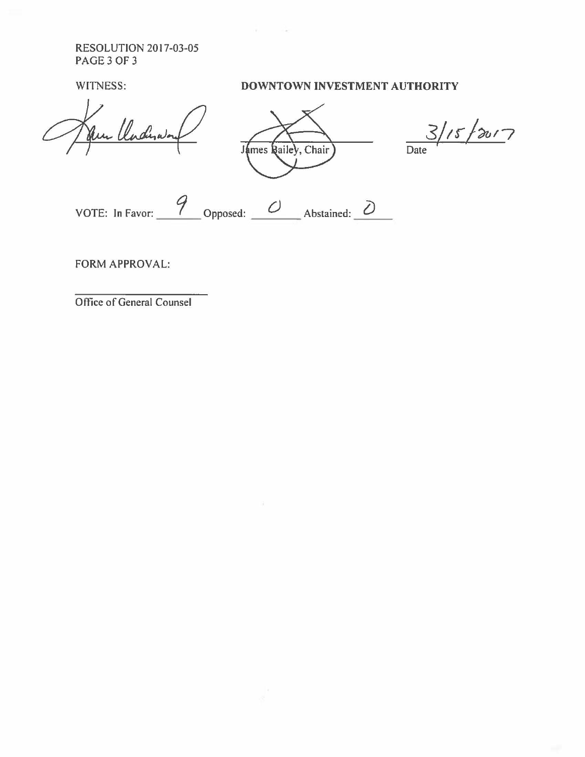RESOLUTION 2017-03-05
PAGE 3 OF 3

WITNESS:

**DOWNTOWN INVESTMENT AUTHORITY**

James Bailey, Chair

3/15/2017
Date

VOTE: In Favor: 9 Opposed: 0 Abstained: 0

FORM APPROVAL:

Office of General Counsel